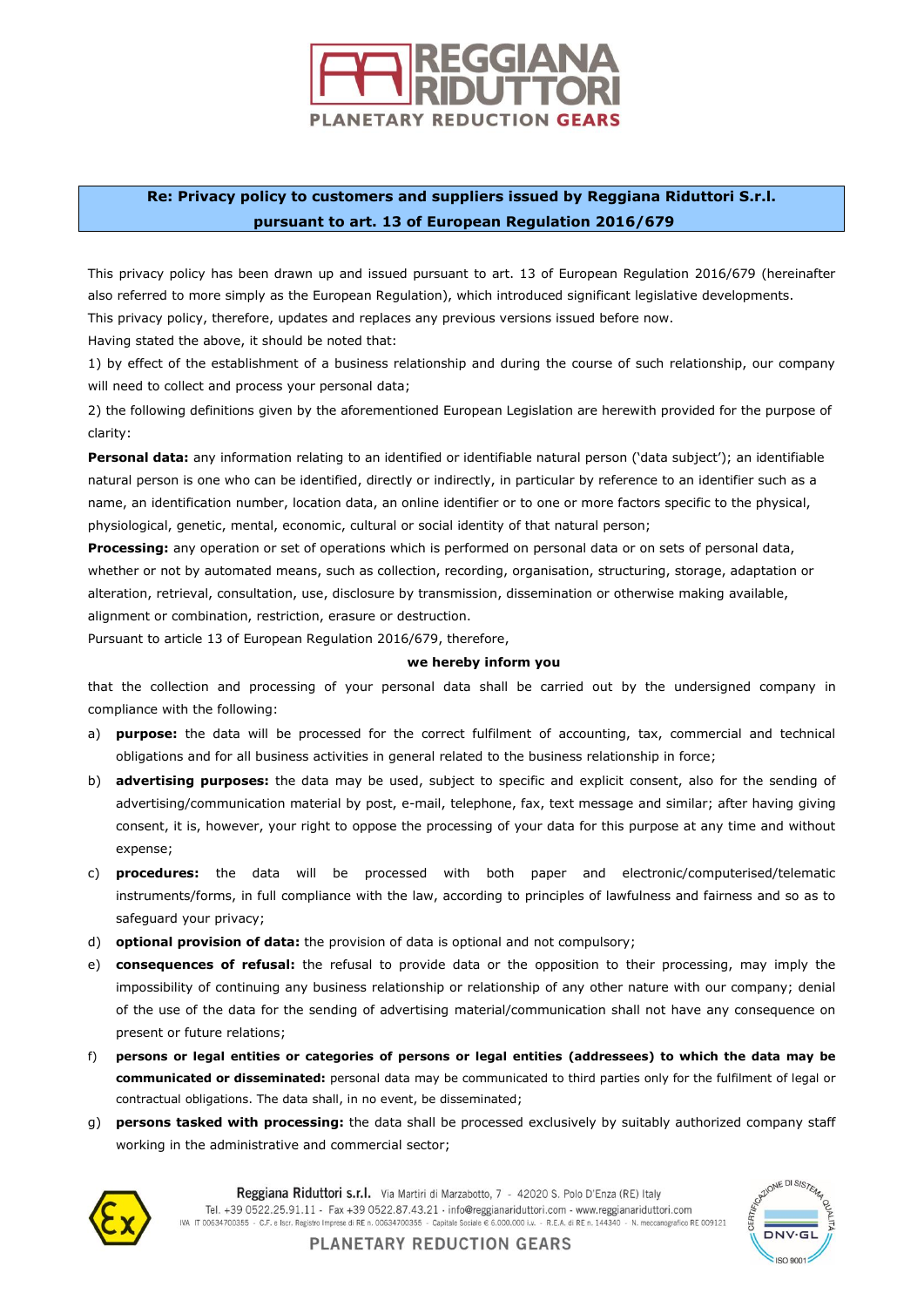**Re: Privacy policy to customers and suppliers issued by Reggiana Riduttori S.r.l. pursuant to art. 13 of European Regulation 2016/679**

This privacy policy has been drawn up and issued pursuant to art. 13 of European Regulation 2016/679 (hereinafter also referred to more simply as the European Regulation), which introduced significant legislative developments.

This privacy policy, therefore, updates and replaces any previous versions issued before now.

Having stated the above, it should be noted that:

1) by effect of the establishment of a business relationship and during the course of such relationship, our company will need to collect and process your personal data;

2) the following definitions given by the aforementioned European Legislation are herewith provided for the purpose of clarity:

**Personal data:** any information relating to an identified or identifiable natural person ('data subject'); an identifiable natural person is one who can be identified, directly or indirectly, in particular by reference to an identifier such as a name, an identification number, location data, an online identifier or to one or more factors specific to the physical, physiological, genetic, mental, economic, cultural or social identity of that natural person;

**Processing:** any operation or set of operations which is performed on personal data or on sets of personal data, whether or not by automated means, such as collection, recording, organisation, structuring, storage, adaptation or alteration, retrieval, consultation, use, disclosure by transmission, dissemination or otherwise making available, alignment or combination, restriction, erasure or destruction.

Pursuant to article 13 of European Regulation 2016/679, therefore,

**we hereby inform you**

that the collection and processing of your personal data shall be carried out by the undersigned company in compliance with the following:

a) **purpose:** the data will be processed for the correct fulfilment of accounting, tax, commercial and technical obligations and for all business activities in general related to the business relationship in force;

b) **advertising purposes:** the data may be used, subject to specific and explicit consent, also for the sending of advertising/communication material by post, e-mail, telephone, fax, text message and similar; after having giving consent, it is, however, your right to oppose the processing of your data for this purpose at any time and without expense;

c) **procedures:** the data will be processed with both paper and electronic/computerised/telematic instruments/forms, in full compliance with the law, according to principles of lawfulness and fairness and so as to safeguard your privacy;

d) **optional provision of data:** the provision of data is optional and not compulsory;

e) **consequences of refusal:** the refusal to provide data or the opposition to their processing, may imply the impossibility of continuing any business relationship or relationship of any other nature with our company; denial of the use of the data for the sending of advertising material/communication shall not have any consequence on present or future relations;

f) **persons or legal entities or categories of persons or legal entities (addressees) to which the data may be communicated or disseminated:** personal data may be communicated to third parties only for the fulfilment of legal or contractual obligations. The data shall, in no event, be disseminated;

g) **persons tasked with processing:** the data shall be processed exclusively by suitably authorized company staff working in the administrative and commercial sector;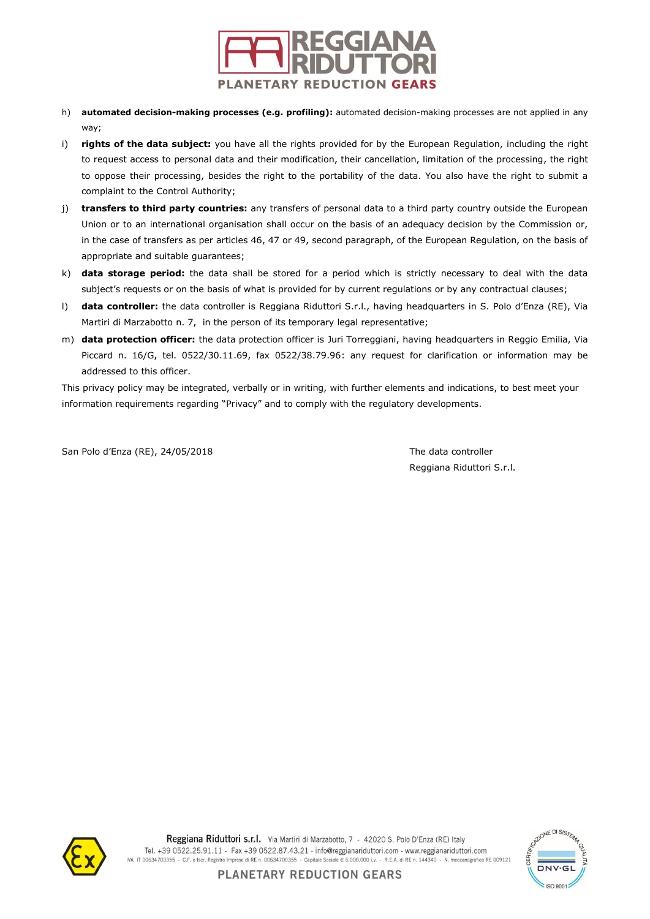h) **automated decision-making processes (e.g. profiling):** automated decision-making processes are not applied in any way;

i) **rights of the data subject:** you have all the rights provided for by the European Regulation, including the right to request access to personal data and their modification, their cancellation, limitation of the processing, the right to oppose their processing, besides the right to the portability of the data. You also have the right to submit a complaint to the Control Authority;

j) **transfers to third party countries:** any transfers of personal data to a third party country outside the European Union or to an international organisation shall occur on the basis of an adequacy decision by the Commission or, in the case of transfers as per articles 46, 47 or 49, second paragraph, of the European Regulation, on the basis of appropriate and suitable guarantees;

k) **data storage period:** the data shall be stored for a period which is strictly necessary to deal with the data subject's requests or on the basis of what is provided for by current regulations or by any contractual clauses;

l) **data controller:** the data controller is Reggiana Riduttori S.r.l., having headquarters in S. Polo d'Enza (RE), Via Martiri di Marzabotto n. 7, in the person of its temporary legal representative;

m) **data protection officer:** the data protection officer is Juri Torreggiani, having headquarters in Reggio Emilia, Via Piccard n. 16/G, tel. 0522/30.11.69, fax 0522/38.79.96: any request for clarification or information may be addressed to this officer.

This privacy policy may be integrated, verbally or in writing, with further elements and indications, to best meet your information requirements regarding "Privacy" and to comply with the regulatory developments.

San Polo d'Enza (RE), 24/05/2018

The data controller
Reggiana Riduttori S.r.l.